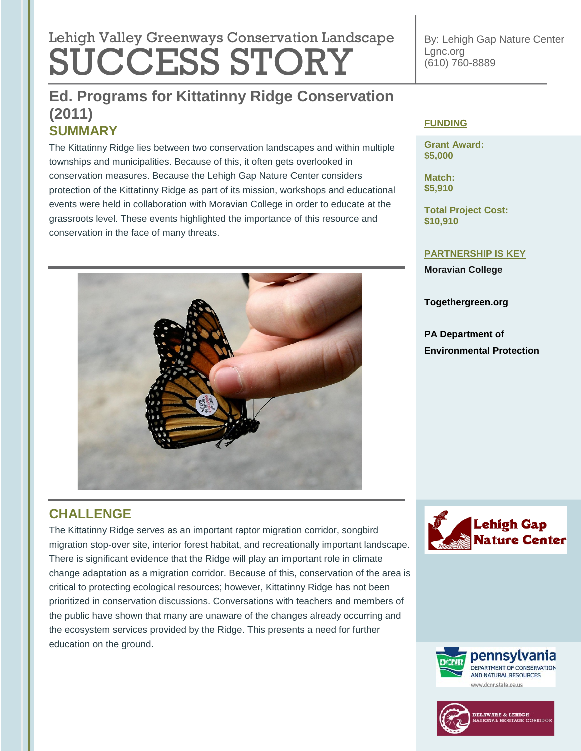# Lehigh Valley Greenways Conservation Landscape SUCCESS STORY

By: Lehigh Gap Nature Center
Lgnc.org
(610) 760-8889

## Ed. Programs for Kittatinny Ridge Conservation (2011)

### SUMMARY

The Kittatinny Ridge lies between two conservation landscapes and within multiple townships and municipalities. Because of this, it often gets overlooked in conservation measures. Because the Lehigh Gap Nature Center considers protection of the Kittatinny Ridge as part of its mission, workshops and educational events were held in collaboration with Moravian College in order to educate at the grassroots level. These events highlighted the importance of this resource and conservation in the face of many threats.

### CHALLENGE

The Kittatinny Ridge serves as an important raptor migration corridor, songbird migration stop-over site, interior forest habitat, and recreationally important landscape. There is significant evidence that the Ridge will play an important role in climate change adaptation as a migration corridor. Because of this, conservation of the area is critical to protecting ecological resources; however, Kittatinny Ridge has not been prioritized in conservation discussions. Conversations with teachers and members of the public have shown that many are unaware of the changes already occurring and the ecosystem services provided by the Ridge. This presents a need for further education on the ground.

### FUNDING

**Grant Award:**
**$5,000**

**Match:**
**$5,910**

**Total Project Cost:**
**$10,910**

### PARTNERSHIP IS KEY

**Moravian College**

**Togethergreen.org**

**PA Department of Environmental Protection**

Lehigh Gap Nature Center

pennsylvania DEPARTMENT OF CONSERVATION AND NATURAL RESOURCES www.dcnr.state.pa.us

DELAWARE & LEHIGH NATIONAL HERITAGE CORRIDOR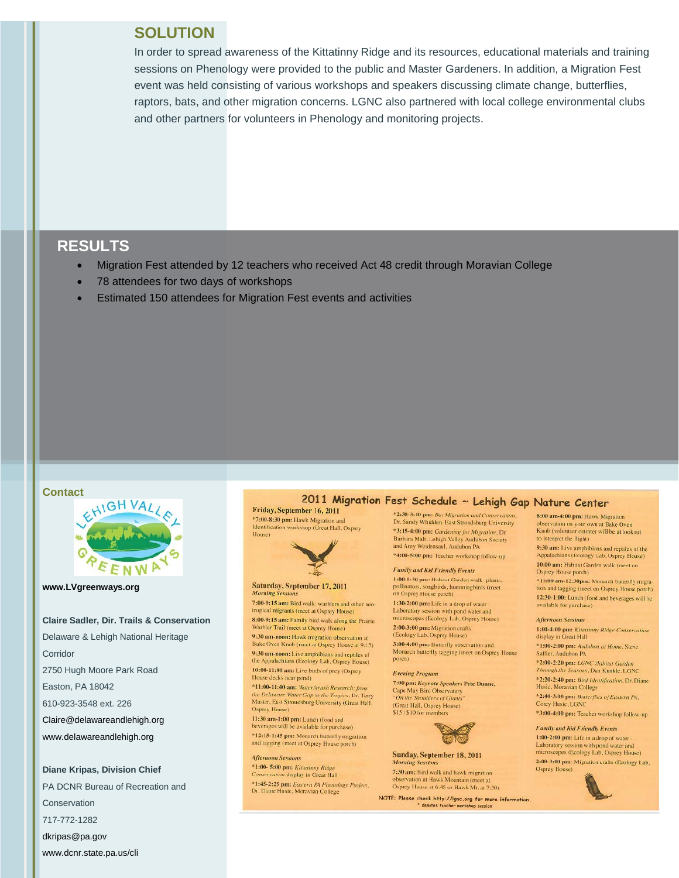## SOLUTION

In order to spread awareness of the Kittatinny Ridge and its resources, educational materials and training sessions on Phenology were provided to the public and Master Gardeners. In addition, a Migration Fest event was held consisting of various workshops and speakers discussing climate change, butterflies, raptors, bats, and other migration concerns. LGNC also partnered with local college environmental clubs and other partners for volunteers in Phenology and monitoring projects.

## RESULTS

- Migration Fest attended by 12 teachers who received Act 48 credit through Moravian College
- 78 attendees for two days of workshops
- Estimated 150 attendees for Migration Fest events and activities

### Contact

**www.LVgreenways.org**

**Claire Sadler, Dir. Trails & Conservation**
Delaware & Lehigh National Heritage Corridor
2750 Hugh Moore Park Road
Easton, PA 18042
610-923-3548 ext. 226
Claire@delawareandlehigh.org
www.delawareandlehigh.org

**Diane Kripas, Division Chief**
PA DCNR Bureau of Recreation and Conservation
717-772-1282
dkripas@pa.gov
www.dcnr.state.pa.us/cli

### 2011 Migration Fest Schedule ~ Lehigh Gap Nature Center

**Friday, September 16, 2011**
*7:00-8:30 pm: Hawk Migration and Identification workshop (Great Hall, Osprey House)

**Saturday, September 17, 2011**
*Morning Sessions*
7:00-9:15 am: Bird walk: warblers and other neo-tropical migrants (meet at Osprey House)
8:00-9:15 am: Family bird walk along the Prairie Warbler Trail (meet at Osprey House)
9:30 am-noon: Hawk migration observation at Bake Oven Knob (meet at Osprey House at 9:15)
9:30 am-noon: Live amphibians and reptiles of the Appalachians (Ecology Lab, Osprey House)
10:00-11:00 am: Live birds of prey (Osprey House decks near pond)
*11:00-11:40 am: *Waterthrush Research: from the Delaware Water Gap to the Tropics*, Dr. Terry Master, East Stroudsburg University (Great Hall, Osprey House)
11:30 am-1:00 pm: Lunch (food and beverages will be available for purchase)
*12:15-1:45 pm: Monarch butterfly migration and tagging (meet at Osprey House porch)

*Afternoon Sessions*
*1:00-5:00 pm: *Kittatinny Ridge Conservation* display in Great Hall
*1:45-2:25 pm: *Eastern PA Phenology Project*, Dr. Diane Husic, Moravian College
*2:30-3:10 pm: *Bat Migration and Conservation*, Dr. Sandy Whidden, East Stroudsburg University
*3:15-4:00 pm: *Gardening for Migration*, Dr. Barbara Malt, Lehigh Valley Audubon Society and Amy Weidensaul, Audubon PA
*4:00-5:00 pm: Teacher workshop follow-up

*Family and Kid Friendly Events*
1:00-1:30 pm: Habitat Garden walk: plants, pollinators, songbirds, hummingbirds (meet on Osprey House porch)
1:30-2:00 pm: Life in a drop of water - Laboratory session with pond water and microscopes (Ecology Lab, Osprey House)
2:00-3:00 pm: Migration crafts (Ecology Lab, Osprey House)
3:00-4:00 pm: Butterfly observation and Monarch butterfly tagging (meet on Osprey House porch)

*Evening Program*
7:00 pm: Keynote Speaker: Pete Dunne, Cape May Bird Observatory "On the Shoulders of Giants" (Great Hall, Osprey House) $15 / $10 for members

**Sunday, September 18, 2011**
*Morning Sessions*
7:30 am: Bird walk and hawk migration observation at Hawk Mountain (meet at Osprey House at 6:45 or Hawk Mt. at 7:30)
8:00 am-4:00 pm: Hawk Migration observation on your own at Bake Oven Knob (volunteer counter will be at lookout to interpret the flight)
9:30 am: Live amphibians and reptiles of the Appalachians (Ecology Lab, Osprey House)
10:00 am: Habitat Garden walk (meet on Osprey House porch)
*11:00 am-12:30pm: Monarch butterfly migration and tagging (meet on Osprey House porch)
12:30-1:00: Lunch (food and beverages will be available for purchase)

*Afternoon Sessions*
1:00-4:00 pm: *Kittatinny Ridge Conservation* display in Great Hall
*1:00-2:00 pm: *Audubon at Home*, Steve Saffier, Audubon PA
*2:00-2:20 pm: *LGNC Habitat Garden Through the Seasons*, Dan Kunkle, LGNC
*2:20-2:40 pm: *Bird Identification*, Dr. Diane Husic, Moravian College
*2:40-3:00 pm: *Butterflies of Eastern PA*, Corey Husic, LGNC
*3:00-4:00 pm: Teacher workshop follow-up

*Family and Kid Friendly Events*
1:00-2:00 pm: Life in a drop of water - Laboratory session with pond water and microscopes (Ecology Lab, Osprey House)
2:00-3:00 pm: Migration crafts (Ecology Lab, Osprey House)

NOTE: Please check http://lgnc.org for more information.
* denotes teacher workshop session